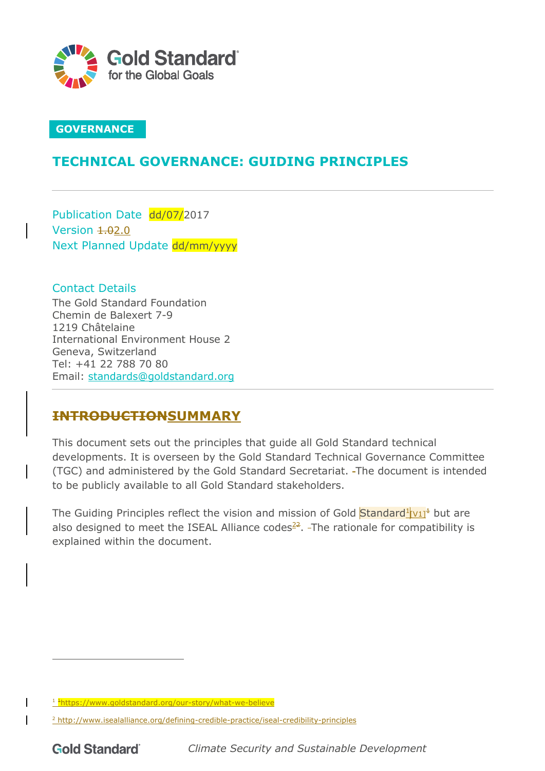Gold Standard for the Global Goals

GOVERNANCE

# TECHNICAL GOVERNANCE: GUIDING PRINCIPLES

Publication Date dd/07/2017
Version ~~1.0~~2.0
Next Planned Update dd/mm/yyyy

**Contact Details**
The Gold Standard Foundation
Chemin de Balexert 7-9
1219 Châtelaine
International Environment House 2
Geneva, Switzerland
Tel: +41 22 788 70 80
Email: standards@goldstandard.org

## ~~INTRODUCTION~~SUMMARY

This document sets out the principles that guide all Gold Standard technical developments. It is overseen by the Gold Standard Technical Governance Committee (TGC) and administered by the Gold Standard Secretariat. The document is intended to be publicly available to all Gold Standard stakeholders.

The Guiding Principles reflect the vision and mission of Gold Standard[1] [V1] but are also designed to meet the ISEAL Alliance codes[2]. The rationale for compatibility is explained within the document.

[1] https://www.goldstandard.org/our-story/what-we-believe

[2] http://www.isealalliance.org/defining-credible-practice/iseal-credibility-principles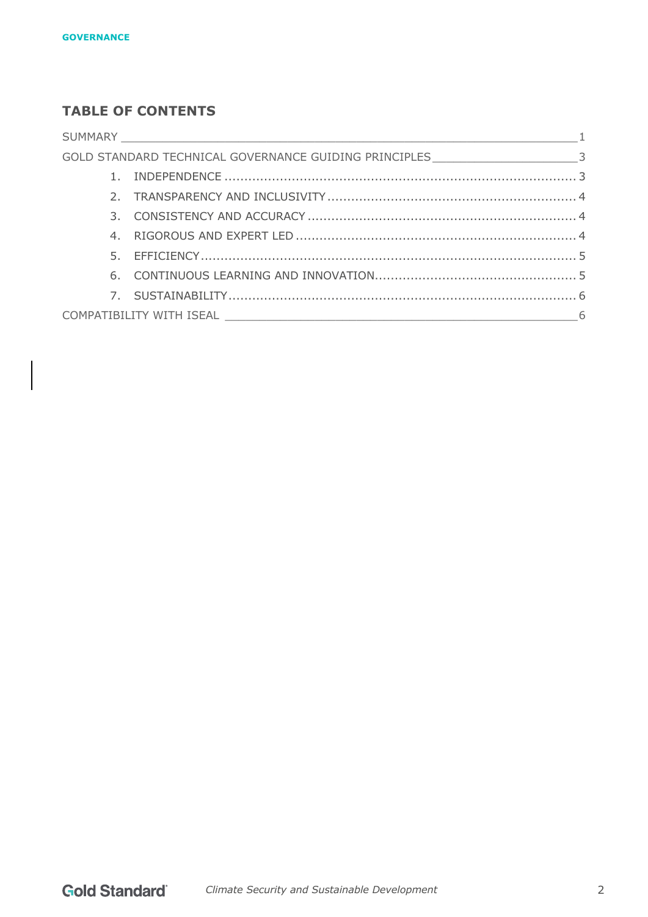## TABLE OF CONTENTS

SUMMARY ..... 1

GOLD STANDARD TECHNICAL GOVERNANCE GUIDING PRINCIPLES ..... 3

1. INDEPENDENCE ..... 3
2. TRANSPARENCY AND INCLUSIVITY ..... 4
3. CONSISTENCY AND ACCURACY ..... 4
4. RIGOROUS AND EXPERT LED ..... 4
5. EFFICIENCY ..... 5
6. CONTINUOUS LEARNING AND INNOVATION ..... 5
7. SUSTAINABILITY ..... 6

COMPATIBILITY WITH ISEAL ..... 6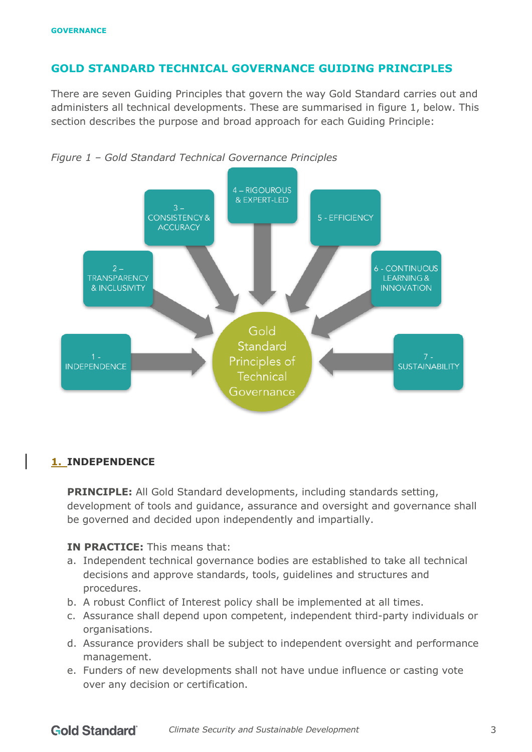## GOLD STANDARD TECHNICAL GOVERNANCE GUIDING PRINCIPLES

There are seven Guiding Principles that govern the way Gold Standard carries out and administers all technical developments. These are summarised in figure 1, below. This section describes the purpose and broad approach for each Guiding Principle:

*Figure 1 – Gold Standard Technical Governance Principles*

Gold Standard Principles of Technical Governance:

- 1 - INDEPENDENCE
- 2 – TRANSPARENCY & INCLUSIVITY
- 3 – CONSISTENCY & ACCURACY
- 4 – RIGOUROUS & EXPERT-LED
- 5 - EFFICIENCY
- 6 - CONTINUOUS LEARNING & INNOVATION
- 7 - SUSTAINABILITY

### 1. INDEPENDENCE

**PRINCIPLE:** All Gold Standard developments, including standards setting, development of tools and guidance, assurance and oversight and governance shall be governed and decided upon independently and impartially.

**IN PRACTICE:** This means that:

a. Independent technical governance bodies are established to take all technical decisions and approve standards, tools, guidelines and structures and procedures.
b. A robust Conflict of Interest policy shall be implemented at all times.
c. Assurance shall depend upon competent, independent third-party individuals or organisations.
d. Assurance providers shall be subject to independent oversight and performance management.
e. Funders of new developments shall not have undue influence or casting vote over any decision or certification.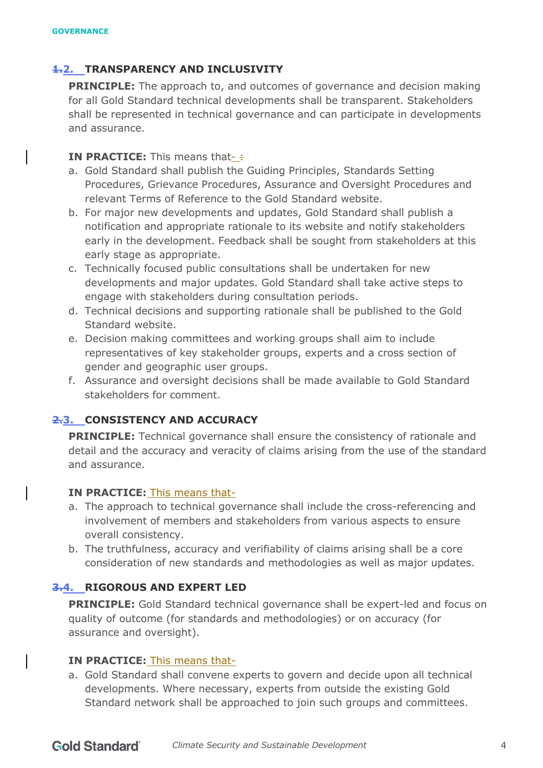## 2. TRANSPARENCY AND INCLUSIVITY

**PRINCIPLE:** The approach to, and outcomes of governance and decision making for all Gold Standard technical developments shall be transparent. Stakeholders shall be represented in technical governance and can participate in developments and assurance.

**IN PRACTICE:** This means that-

a. Gold Standard shall publish the Guiding Principles, Standards Setting Procedures, Grievance Procedures, Assurance and Oversight Procedures and relevant Terms of Reference to the Gold Standard website.
b. For major new developments and updates, Gold Standard shall publish a notification and appropriate rationale to its website and notify stakeholders early in the development. Feedback shall be sought from stakeholders at this early stage as appropriate.
c. Technically focused public consultations shall be undertaken for new developments and major updates. Gold Standard shall take active steps to engage with stakeholders during consultation periods.
d. Technical decisions and supporting rationale shall be published to the Gold Standard website.
e. Decision making committees and working groups shall aim to include representatives of key stakeholder groups, experts and a cross section of gender and geographic user groups.
f. Assurance and oversight decisions shall be made available to Gold Standard stakeholders for comment.

## 3. CONSISTENCY AND ACCURACY

**PRINCIPLE:** Technical governance shall ensure the consistency of rationale and detail and the accuracy and veracity of claims arising from the use of the standard and assurance.

**IN PRACTICE:** This means that-

a. The approach to technical governance shall include the cross-referencing and involvement of members and stakeholders from various aspects to ensure overall consistency.
b. The truthfulness, accuracy and verifiability of claims arising shall be a core consideration of new standards and methodologies as well as major updates.

## 4. RIGOROUS AND EXPERT LED

**PRINCIPLE:** Gold Standard technical governance shall be expert-led and focus on quality of outcome (for standards and methodologies) or on accuracy (for assurance and oversight).

**IN PRACTICE:** This means that-

a. Gold Standard shall convene experts to govern and decide upon all technical developments. Where necessary, experts from outside the existing Gold Standard network shall be approached to join such groups and committees.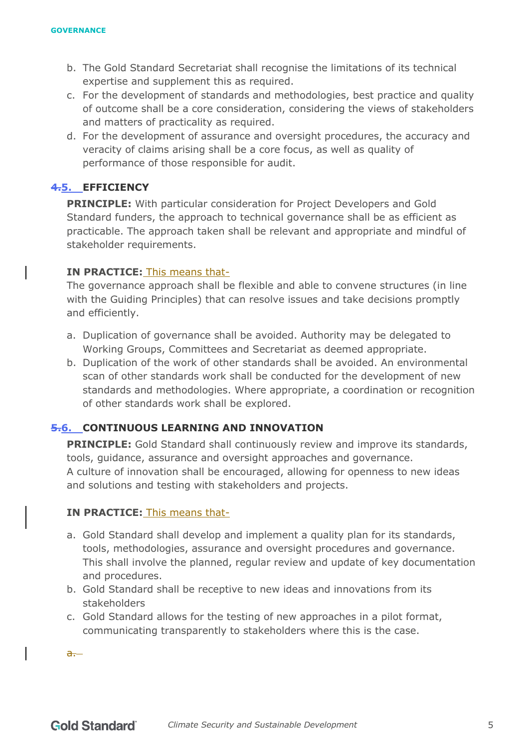b. The Gold Standard Secretariat shall recognise the limitations of its technical expertise and supplement this as required.
c. For the development of standards and methodologies, best practice and quality of outcome shall be a core consideration, considering the views of stakeholders and matters of practicality as required.
d. For the development of assurance and oversight procedures, the accuracy and veracity of claims arising shall be a core focus, as well as quality of performance of those responsible for audit.

## ~~4.~~5. EFFICIENCY

**PRINCIPLE:** With particular consideration for Project Developers and Gold Standard funders, the approach to technical governance shall be as efficient as practicable. The approach taken shall be relevant and appropriate and mindful of stakeholder requirements.

**IN PRACTICE:** This means that-

The governance approach shall be flexible and able to convene structures (in line with the Guiding Principles) that can resolve issues and take decisions promptly and efficiently.

a. Duplication of governance shall be avoided. Authority may be delegated to Working Groups, Committees and Secretariat as deemed appropriate.
b. Duplication of the work of other standards shall be avoided. An environmental scan of other standards work shall be conducted for the development of new standards and methodologies. Where appropriate, a coordination or recognition of other standards work shall be explored.

## ~~5.~~6. CONTINUOUS LEARNING AND INNOVATION

**PRINCIPLE:** Gold Standard shall continuously review and improve its standards, tools, guidance, assurance and oversight approaches and governance.
A culture of innovation shall be encouraged, allowing for openness to new ideas and solutions and testing with stakeholders and projects.

**IN PRACTICE:** This means that-

a. Gold Standard shall develop and implement a quality plan for its standards, tools, methodologies, assurance and oversight procedures and governance. This shall involve the planned, regular review and update of key documentation and procedures.
b. Gold Standard shall be receptive to new ideas and innovations from its stakeholders
c. Gold Standard allows for the testing of new approaches in a pilot format, communicating transparently to stakeholders where this is the case.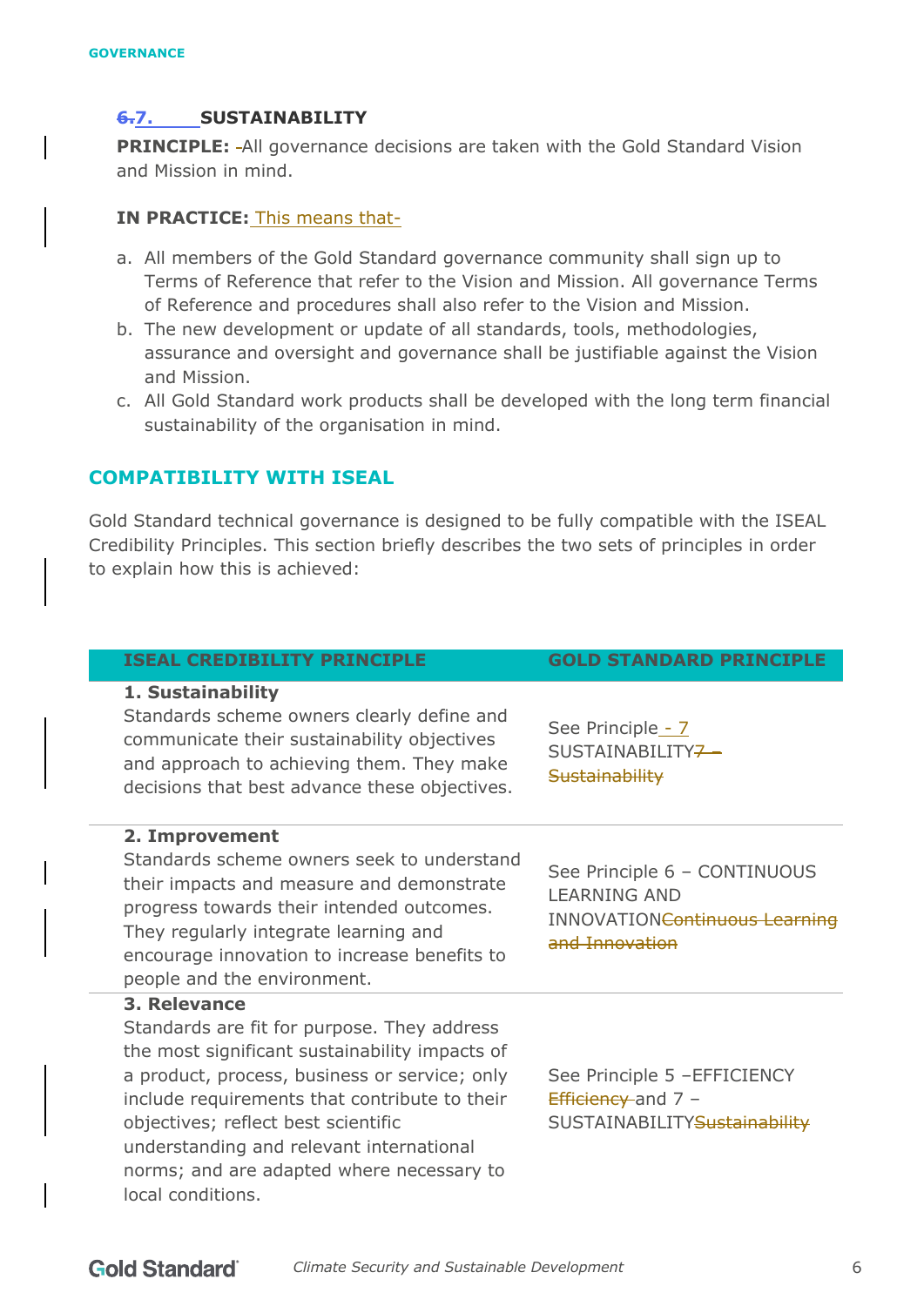### 6.7. SUSTAINABILITY

**PRINCIPLE:** -All governance decisions are taken with the Gold Standard Vision and Mission in mind.

**IN PRACTICE:** This means that-

a. All members of the Gold Standard governance community shall sign up to Terms of Reference that refer to the Vision and Mission. All governance Terms of Reference and procedures shall also refer to the Vision and Mission.
b. The new development or update of all standards, tools, methodologies, assurance and oversight and governance shall be justifiable against the Vision and Mission.
c. All Gold Standard work products shall be developed with the long term financial sustainability of the organisation in mind.

## COMPATIBILITY WITH ISEAL

Gold Standard technical governance is designed to be fully compatible with the ISEAL Credibility Principles. This section briefly describes the two sets of principles in order to explain how this is achieved:

| ISEAL CREDIBILITY PRINCIPLE | GOLD STANDARD PRINCIPLE |
|---|---|
| **1. Sustainability** Standards scheme owners clearly define and communicate their sustainability objectives and approach to achieving them. They make decisions that best advance these objectives. | See Principle - 7 SUSTAINABILITY~~7 – Sustainability~~ |
| **2. Improvement** Standards scheme owners seek to understand their impacts and measure and demonstrate progress towards their intended outcomes. They regularly integrate learning and encourage innovation to increase benefits to people and the environment. | See Principle 6 – CONTINUOUS LEARNING AND INNOVATION~~Continuous Learning and Innovation~~ |
| **3. Relevance** Standards are fit for purpose. They address the most significant sustainability impacts of a product, process, business or service; only include requirements that contribute to their objectives; reflect best scientific understanding and relevant international norms; and are adapted where necessary to local conditions. | See Principle 5 –EFFICIENCY ~~Efficiency~~ and 7 – SUSTAINABILITY~~Sustainability~~ |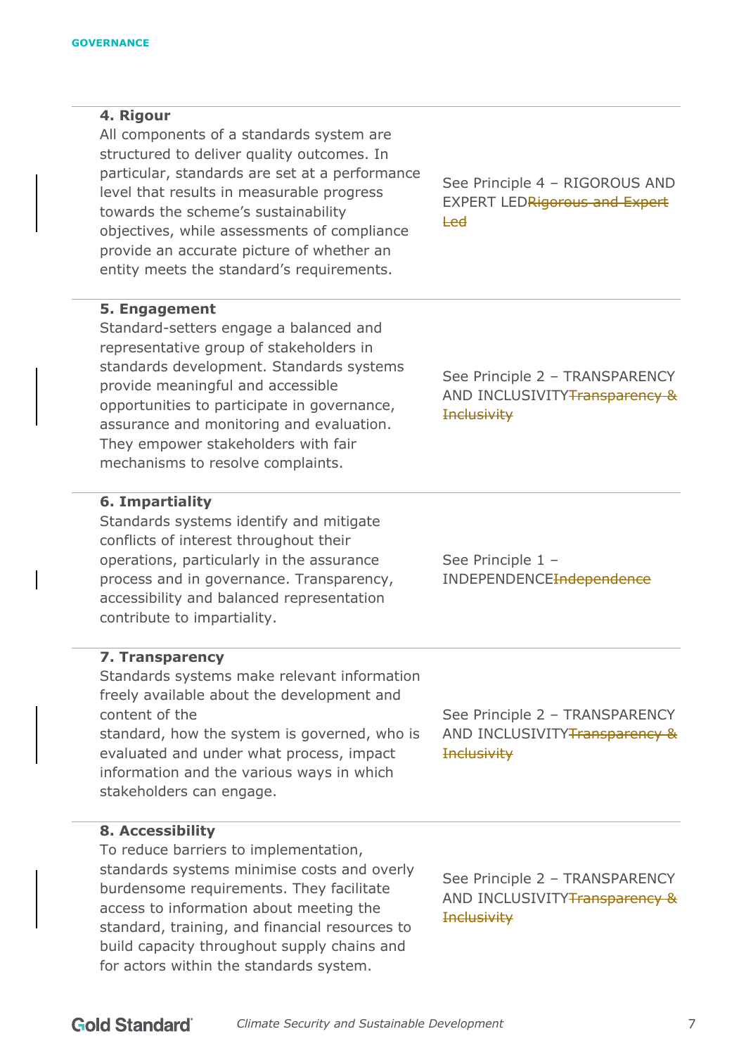| | |
|---|---|
| **4. Rigour**<br>All components of a standards system are structured to deliver quality outcomes. In particular, standards are set at a performance level that results in measurable progress towards the scheme's sustainability objectives, while assessments of compliance provide an accurate picture of whether an entity meets the standard's requirements. | See Principle 4 – RIGOROUS AND EXPERT LED~~Rigorous and Expert Led~~ |
| **5. Engagement**<br>Standard-setters engage a balanced and representative group of stakeholders in standards development. Standards systems provide meaningful and accessible opportunities to participate in governance, assurance and monitoring and evaluation. They empower stakeholders with fair mechanisms to resolve complaints. | See Principle 2 – TRANSPARENCY AND INCLUSIVITY~~Transparency & Inclusivity~~ |
| **6. Impartiality**<br>Standards systems identify and mitigate conflicts of interest throughout their operations, particularly in the assurance process and in governance. Transparency, accessibility and balanced representation contribute to impartiality. | See Principle 1 – INDEPENDENCE~~Independence~~ |
| **7. Transparency**<br>Standards systems make relevant information freely available about the development and content of the standard, how the system is governed, who is evaluated and under what process, impact information and the various ways in which stakeholders can engage. | See Principle 2 – TRANSPARENCY AND INCLUSIVITY~~Transparency & Inclusivity~~ |
| **8. Accessibility**<br>To reduce barriers to implementation, standards systems minimise costs and overly burdensome requirements. They facilitate access to information about meeting the standard, training, and financial resources to build capacity throughout supply chains and for actors within the standards system. | See Principle 2 – TRANSPARENCY AND INCLUSIVITY~~Transparency & Inclusivity~~ |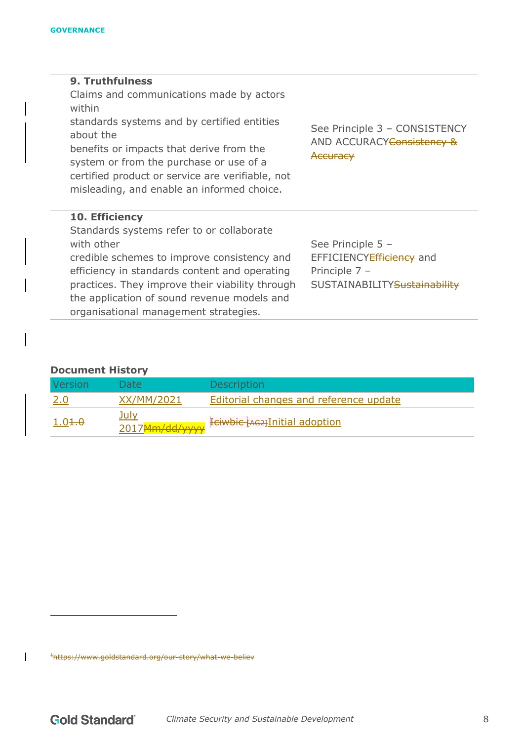| | |
|---|---|
| **9. Truthfulness**<br>Claims and communications made by actors within standards systems and by certified entities about the benefits or impacts that derive from the system or from the purchase or use of a certified product or service are verifiable, not misleading, and enable an informed choice. | See Principle 3 – CONSISTENCY AND ACCURACY~~Consistency & Accuracy~~ |
| **10. Efficiency**<br>Standards systems refer to or collaborate with other credible schemes to improve consistency and efficiency in standards content and operating practices. They improve their viability through the application of sound revenue models and organisational management strategies. | See Principle 5 – EFFICIENCY~~Efficiency~~ and Principle 7 – SUSTAINABILITY~~Sustainability~~ |

**Document History**

| Version | Date | Description |
|---|---|---|
| 2.0 | XX/MM/2021 | Editorial changes and reference update |
| 1.0~~1.0~~ | July 2017~~Mm/dd/yyyy~~ | ~~Iciwbic~~ [AG2]Initial adoption |

~~[1]https://www.goldstandard.org/our-story/what-we-believ~~